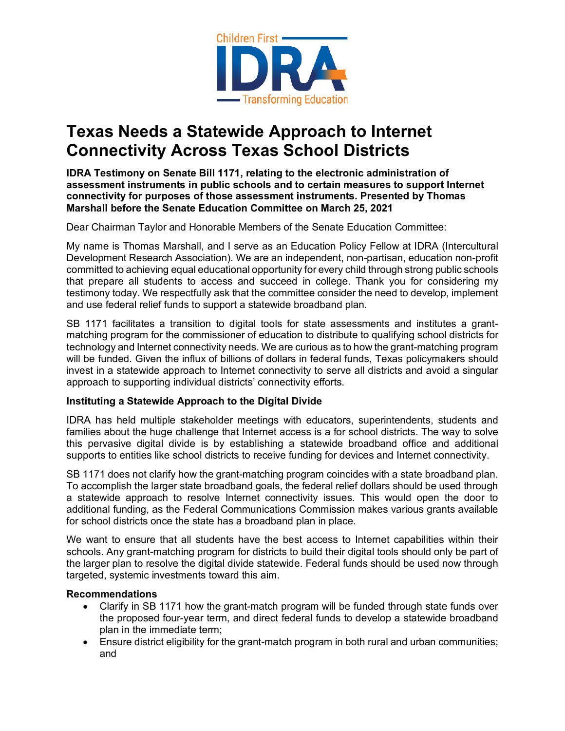# Texas Needs a Statewide Approach to Internet Connectivity Across Texas School Districts

**IDRA Testimony on Senate Bill 1171, relating to the electronic administration of assessment instruments in public schools and to certain measures to support Internet connectivity for purposes of those assessment instruments. Presented by Thomas Marshall before the Senate Education Committee on March 25, 2021**

Dear Chairman Taylor and Honorable Members of the Senate Education Committee:

My name is Thomas Marshall, and I serve as an Education Policy Fellow at IDRA (Intercultural Development Research Association). We are an independent, non-partisan, education non-profit committed to achieving equal educational opportunity for every child through strong public schools that prepare all students to access and succeed in college. Thank you for considering my testimony today. We respectfully ask that the committee consider the need to develop, implement and use federal relief funds to support a statewide broadband plan.

SB 1171 facilitates a transition to digital tools for state assessments and institutes a grant-matching program for the commissioner of education to distribute to qualifying school districts for technology and Internet connectivity needs. We are curious as to how the grant-matching program will be funded. Given the influx of billions of dollars in federal funds, Texas policymakers should invest in a statewide approach to Internet connectivity to serve all districts and avoid a singular approach to supporting individual districts' connectivity efforts.

### Instituting a Statewide Approach to the Digital Divide

IDRA has held multiple stakeholder meetings with educators, superintendents, students and families about the huge challenge that Internet access is a for school districts. The way to solve this pervasive digital divide is by establishing a statewide broadband office and additional supports to entities like school districts to receive funding for devices and Internet connectivity.

SB 1171 does not clarify how the grant-matching program coincides with a state broadband plan. To accomplish the larger state broadband goals, the federal relief dollars should be used through a statewide approach to resolve Internet connectivity issues. This would open the door to additional funding, as the Federal Communications Commission makes various grants available for school districts once the state has a broadband plan in place.

We want to ensure that all students have the best access to Internet capabilities within their schools. Any grant-matching program for districts to build their digital tools should only be part of the larger plan to resolve the digital divide statewide. Federal funds should be used now through targeted, systemic investments toward this aim.

### Recommendations

- Clarify in SB 1171 how the grant-match program will be funded through state funds over the proposed four-year term, and direct federal funds to develop a statewide broadband plan in the immediate term;
- Ensure district eligibility for the grant-match program in both rural and urban communities; and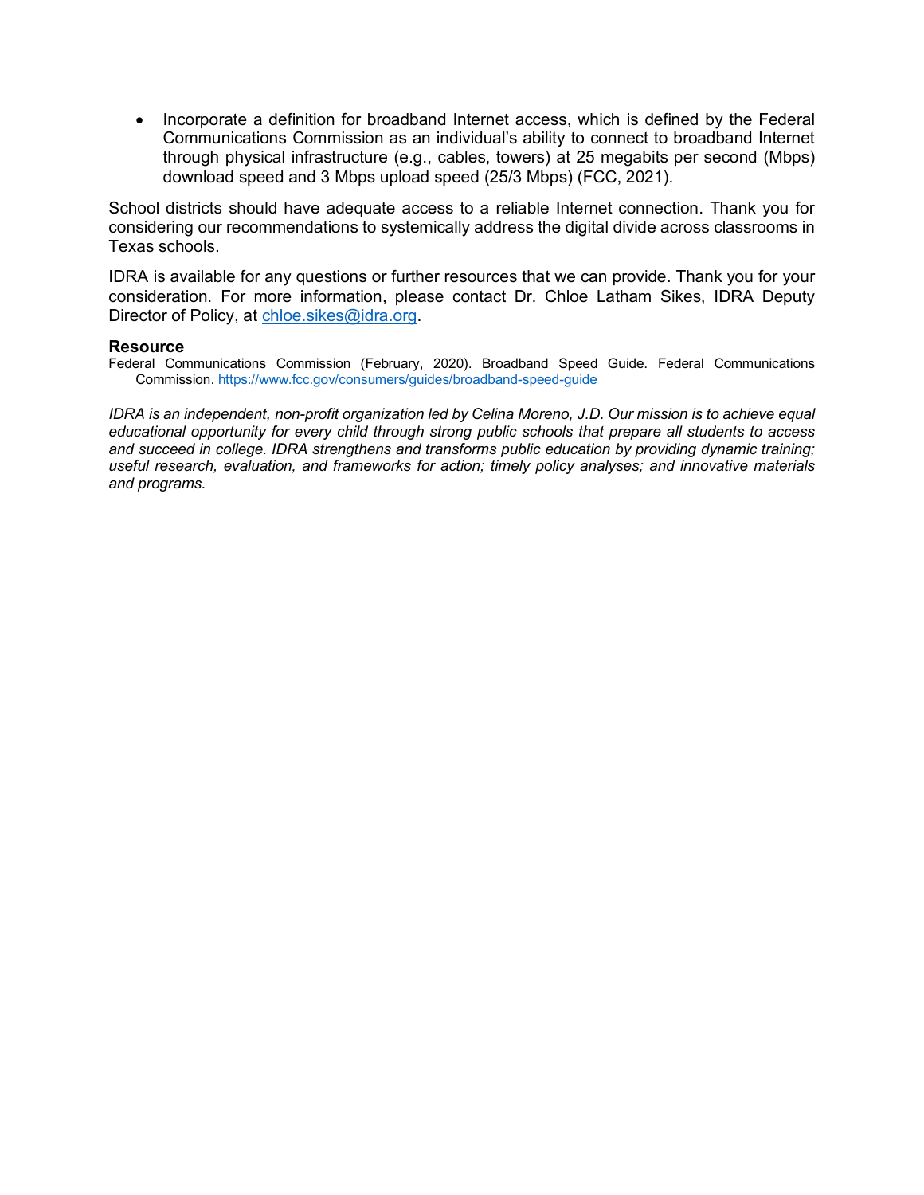- Incorporate a definition for broadband Internet access, which is defined by the Federal Communications Commission as an individual's ability to connect to broadband Internet through physical infrastructure (e.g., cables, towers) at 25 megabits per second (Mbps) download speed and 3 Mbps upload speed (25/3 Mbps) (FCC, 2021).

School districts should have adequate access to a reliable Internet connection. Thank you for considering our recommendations to systemically address the digital divide across classrooms in Texas schools.

IDRA is available for any questions or further resources that we can provide. Thank you for your consideration. For more information, please contact Dr. Chloe Latham Sikes, IDRA Deputy Director of Policy, at [chloe.sikes@idra.org](mailto:chloe.sikes@idra.org).

### Resource

Federal Communications Commission (February, 2020). Broadband Speed Guide. Federal Communications Commission. https://www.fcc.gov/consumers/guides/broadband-speed-guide

*IDRA is an independent, non-profit organization led by Celina Moreno, J.D. Our mission is to achieve equal educational opportunity for every child through strong public schools that prepare all students to access and succeed in college. IDRA strengthens and transforms public education by providing dynamic training; useful research, evaluation, and frameworks for action; timely policy analyses; and innovative materials and programs.*